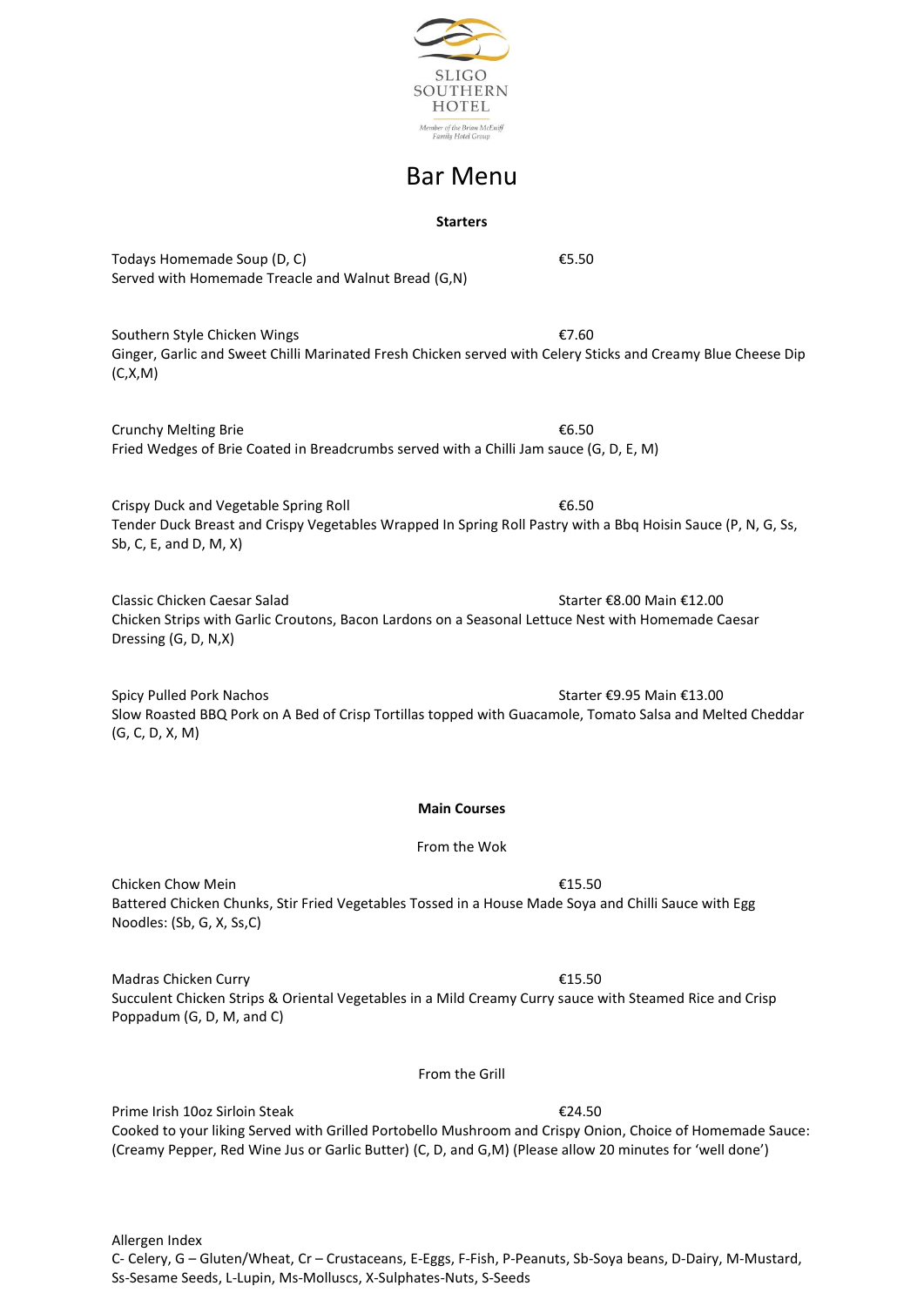SLIGO SOUTHERN HOTEL

*Member of the Brian McEniff Family Hotel Group*

# Bar Menu

## Starters

Todays Homemade Soup (D, C) €5.50
Served with Homemade Treacle and Walnut Bread (G,N)

Southern Style Chicken Wings €7.60
Ginger, Garlic and Sweet Chilli Marinated Fresh Chicken served with Celery Sticks and Creamy Blue Cheese Dip (C,X,M)

Crunchy Melting Brie €6.50
Fried Wedges of Brie Coated in Breadcrumbs served with a Chilli Jam sauce (G, D, E, M)

Crispy Duck and Vegetable Spring Roll €6.50
Tender Duck Breast and Crispy Vegetables Wrapped In Spring Roll Pastry with a Bbq Hoisin Sauce (P, N, G, Ss, Sb, C, E, and D, M, X)

Classic Chicken Caesar Salad Starter €8.00 Main €12.00
Chicken Strips with Garlic Croutons, Bacon Lardons on a Seasonal Lettuce Nest with Homemade Caesar Dressing (G, D, N,X)

Spicy Pulled Pork Nachos Starter €9.95 Main €13.00
Slow Roasted BBQ Pork on A Bed of Crisp Tortillas topped with Guacamole, Tomato Salsa and Melted Cheddar (G, C, D, X, M)

## Main Courses

### From the Wok

Chicken Chow Mein €15.50
Battered Chicken Chunks, Stir Fried Vegetables Tossed in a House Made Soya and Chilli Sauce with Egg Noodles: (Sb, G, X, Ss,C)

Madras Chicken Curry €15.50
Succulent Chicken Strips & Oriental Vegetables in a Mild Creamy Curry sauce with Steamed Rice and Crisp Poppadum (G, D, M, and C)

### From the Grill

Prime Irish 10oz Sirloin Steak €24.50
Cooked to your liking Served with Grilled Portobello Mushroom and Crispy Onion, Choice of Homemade Sauce: (Creamy Pepper, Red Wine Jus or Garlic Butter) (C, D, and G,M) (Please allow 20 minutes for 'well done')

Allergen Index
C- Celery, G – Gluten/Wheat, Cr – Crustaceans, E-Eggs, F-Fish, P-Peanuts, Sb-Soya beans, D-Dairy, M-Mustard, Ss-Sesame Seeds, L-Lupin, Ms-Molluscs, X-Sulphates-Nuts, S-Seeds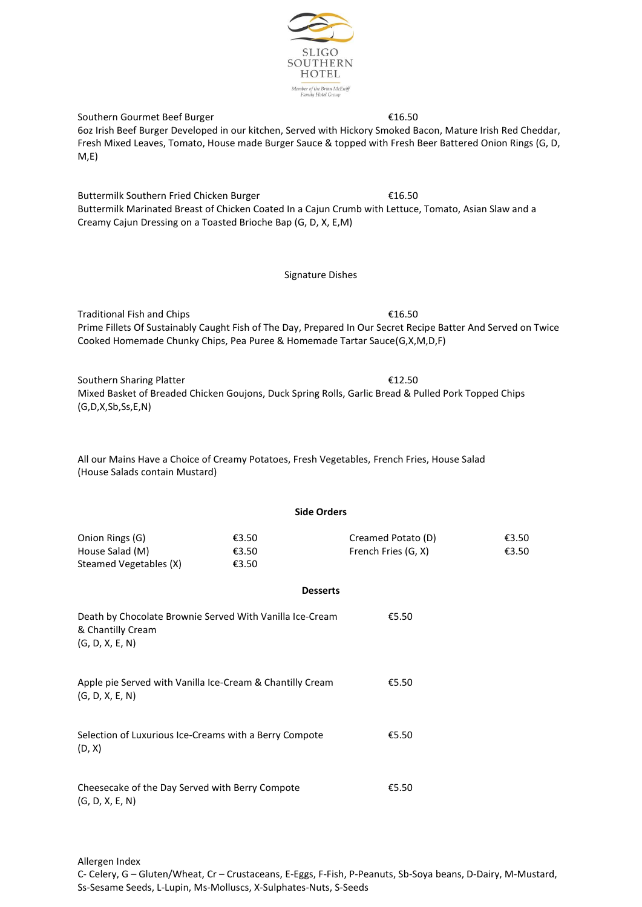SLIGO SOUTHERN HOTEL

*Member of the Brian McEniff Family Hotel Group*

**Southern Gourmet Beef Burger** €16.50

6oz Irish Beef Burger Developed in our kitchen, Served with Hickory Smoked Bacon, Mature Irish Red Cheddar, Fresh Mixed Leaves, Tomato, House made Burger Sauce & topped with Fresh Beer Battered Onion Rings (G, D, M,E)

**Buttermilk Southern Fried Chicken Burger** €16.50

Buttermilk Marinated Breast of Chicken Coated In a Cajun Crumb with Lettuce, Tomato, Asian Slaw and a Creamy Cajun Dressing on a Toasted Brioche Bap (G, D, X, E,M)

## Signature Dishes

**Traditional Fish and Chips** €16.50

Prime Fillets Of Sustainably Caught Fish of The Day, Prepared In Our Secret Recipe Batter And Served on Twice Cooked Homemade Chunky Chips, Pea Puree & Homemade Tartar Sauce(G,X,M,D,F)

**Southern Sharing Platter** €12.50

Mixed Basket of Breaded Chicken Goujons, Duck Spring Rolls, Garlic Bread & Pulled Pork Topped Chips (G,D,X,Sb,Ss,E,N)

All our Mains Have a Choice of Creamy Potatoes, Fresh Vegetables, French Fries, House Salad
(House Salads contain Mustard)

## Side Orders

| | | | |
|---|---|---|---|
| Onion Rings (G) | €3.50 | Creamed Potato (D) | €3.50 |
| House Salad (M) | €3.50 | French Fries (G, X) | €3.50 |
| Steamed Vegetables (X) | €3.50 | | |

## Desserts

Death by Chocolate Brownie Served With Vanilla Ice-Cream & Chantilly Cream (G, D, X, E, N) — €5.50

Apple pie Served with Vanilla Ice-Cream & Chantilly Cream (G, D, X, E, N) — €5.50

Selection of Luxurious Ice-Creams with a Berry Compote (D, X) — €5.50

Cheesecake of the Day Served with Berry Compote (G, D, X, E, N) — €5.50

Allergen Index

C- Celery, G – Gluten/Wheat, Cr – Crustaceans, E-Eggs, F-Fish, P-Peanuts, Sb-Soya beans, D-Dairy, M-Mustard, Ss-Sesame Seeds, L-Lupin, Ms-Molluscs, X-Sulphates-Nuts, S-Seeds